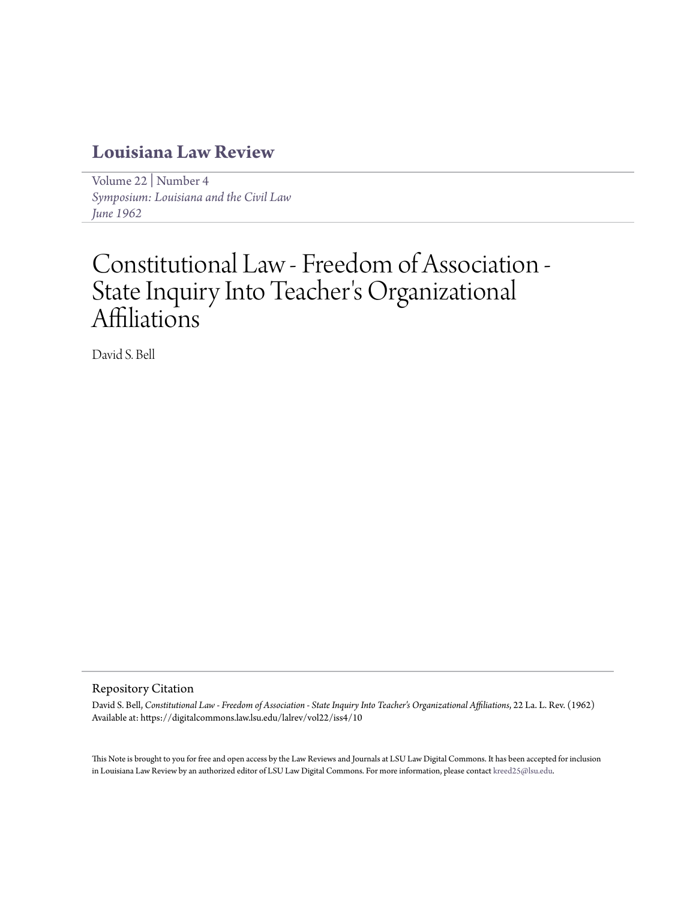# Louisiana Law Review

Volume 22 | Number 4
*Symposium: Louisiana and the Civil Law*
*June 1962*

# Constitutional Law - Freedom of Association - State Inquiry Into Teacher's Organizational Affiliations

David S. Bell

## Repository Citation

David S. Bell, *Constitutional Law - Freedom of Association - State Inquiry Into Teacher's Organizational Affiliations*, 22 La. L. Rev. (1962)
Available at: https://digitalcommons.law.lsu.edu/lalrev/vol22/iss4/10

This Note is brought to you for free and open access by the Law Reviews and Journals at LSU Law Digital Commons. It has been accepted for inclusion in Louisiana Law Review by an authorized editor of LSU Law Digital Commons. For more information, please contact kreed25@lsu.edu.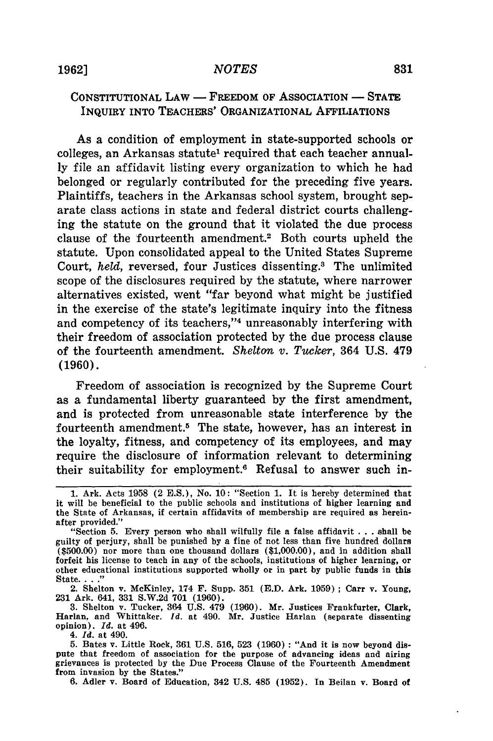## CONSTITUTIONAL LAW — FREEDOM OF ASSOCIATION — STATE INQUIRY INTO TEACHERS' ORGANIZATIONAL AFFILIATIONS

As a condition of employment in state-supported schools or colleges, an Arkansas statute[1] required that each teacher annually file an affidavit listing every organization to which he had belonged or regularly contributed for the preceding five years. Plaintiffs, teachers in the Arkansas school system, brought separate class actions in state and federal district courts challenging the statute on the ground that it violated the due process clause of the fourteenth amendment.[2] Both courts upheld the statute. Upon consolidated appeal to the United States Supreme Court, *held*, reversed, four Justices dissenting.[3] The unlimited scope of the disclosures required by the statute, where narrower alternatives existed, went "far beyond what might be justified in the exercise of the state's legitimate inquiry into the fitness and competency of its teachers,"[4] unreasonably interfering with their freedom of association protected by the due process clause of the fourteenth amendment. *Shelton v. Tucker*, 364 U.S. 479 (1960).

Freedom of association is recognized by the Supreme Court as a fundamental liberty guaranteed by the first amendment, and is protected from unreasonable state interference by the fourteenth amendment.[5] The state, however, has an interest in the loyalty, fitness, and competency of its employees, and may require the disclosure of information relevant to determining their suitability for employment.[6] Refusal to answer such in-

---

1. Ark. Acts 1958 (2 E.S.), No. 10: "Section 1. It is hereby determined that it will be beneficial to the public schools and institutions of higher learning and the State of Arkansas, if certain affidavits of membership are required as hereinafter provided."

"Section 5. Every person who shall wilfully file a false affidavit . . . shall be guilty of perjury, shall be punished by a fine of not less than five hundred dollars ($500.00) nor more than one thousand dollars ($1,000.00), and in addition shall forfeit his license to teach in any of the schools, institutions of higher learning, or other educational institutions supported wholly or in part by public funds in this State. . . ."

2. Shelton v. McKinley, 174 F. Supp. 351 (E.D. Ark. 1959); Carr v. Young, 231 Ark. 641, 331 S.W.2d 701 (1960).

3. Shelton v. Tucker, 364 U.S. 479 (1960). Mr. Justices Frankfurter, Clark, Harlan, and Whittaker. *Id.* at 490. Mr. Justice Harlan (separate dissenting opinion). *Id.* at 496.

4. *Id.* at 490.

5. Bates v. Little Rock, 361 U.S. 516, 523 (1960): "And it is now beyond dispute that freedom of association for the purpose of advancing ideas and airing grievances is protected by the Due Process Clause of the Fourteenth Amendment from invasion by the States."

6. Adler v. Board of Education, 342 U.S. 485 (1952). In Beilan v. Board of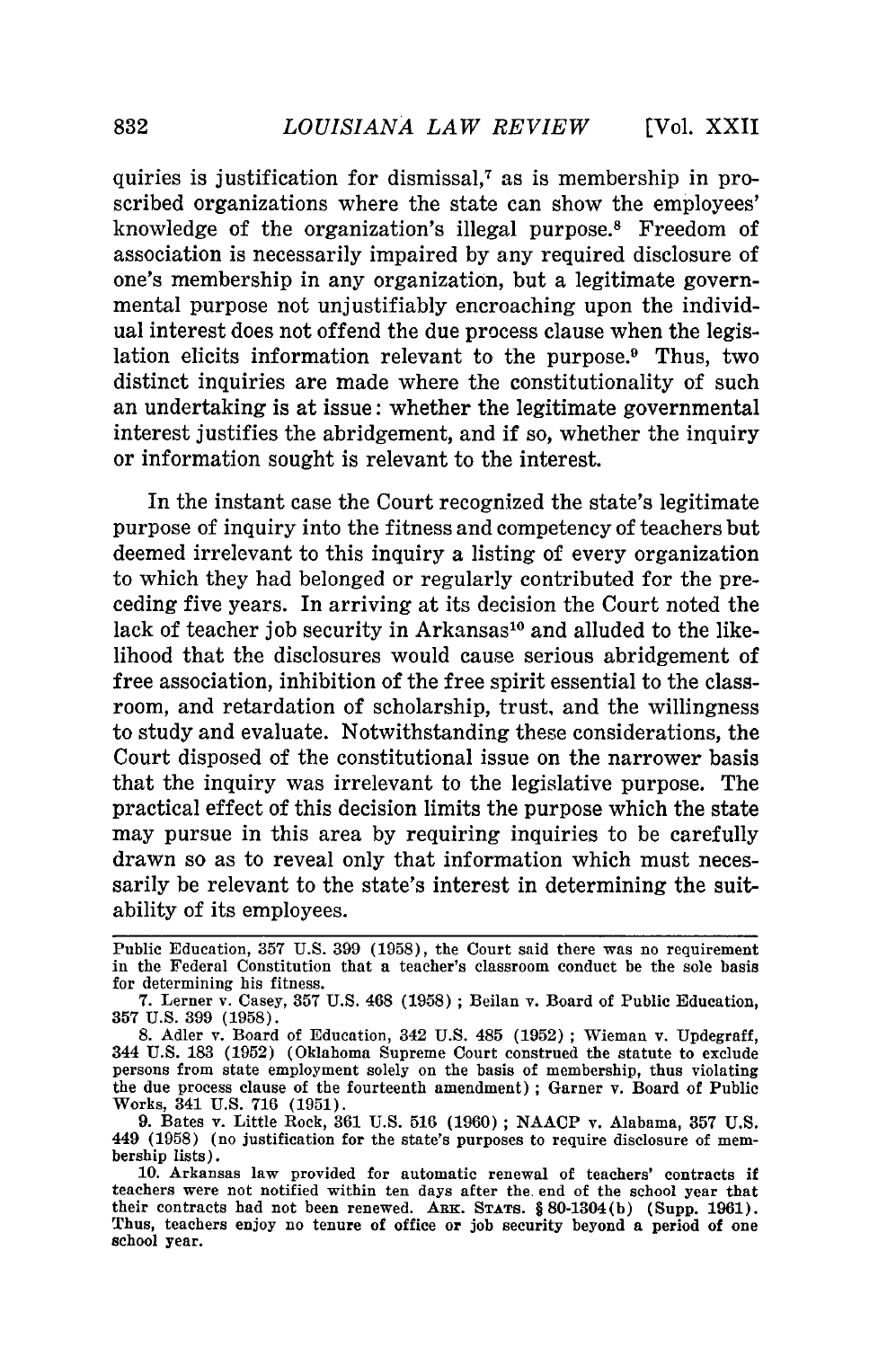quiries is justification for dismissal,[7] as is membership in proscribed organizations where the state can show the employees' knowledge of the organization's illegal purpose.[8] Freedom of association is necessarily impaired by any required disclosure of one's membership in any organization, but a legitimate governmental purpose not unjustifiably encroaching upon the individual interest does not offend the due process clause when the legislation elicits information relevant to the purpose.[9] Thus, two distinct inquiries are made where the constitutionality of such an undertaking is at issue: whether the legitimate governmental interest justifies the abridgement, and if so, whether the inquiry or information sought is relevant to the interest.

In the instant case the Court recognized the state's legitimate purpose of inquiry into the fitness and competency of teachers but deemed irrelevant to this inquiry a listing of every organization to which they had belonged or regularly contributed for the preceding five years. In arriving at its decision the Court noted the lack of teacher job security in Arkansas[10] and alluded to the likelihood that the disclosures would cause serious abridgement of free association, inhibition of the free spirit essential to the classroom, and retardation of scholarship, trust, and the willingness to study and evaluate. Notwithstanding these considerations, the Court disposed of the constitutional issue on the narrower basis that the inquiry was irrelevant to the legislative purpose. The practical effect of this decision limits the purpose which the state may pursue in this area by requiring inquiries to be carefully drawn so as to reveal only that information which must necessarily be relevant to the state's interest in determining the suitability of its employees.

---

Public Education, 357 U.S. 399 (1958), the Court said there was no requirement in the Federal Constitution that a teacher's classroom conduct be the sole basis for determining his fitness.

7. Lerner v. Casey, 357 U.S. 468 (1958); Beilan v. Board of Public Education, 357 U.S. 399 (1958).

8. Adler v. Board of Education, 342 U.S. 485 (1952); Wieman v. Updegraff, 344 U.S. 183 (1952) (Oklahoma Supreme Court construed the statute to exclude persons from state employment solely on the basis of membership, thus violating the due process clause of the fourteenth amendment); Garner v. Board of Public Works, 341 U.S. 716 (1951).

9. Bates v. Little Rock, 361 U.S. 516 (1960); NAACP v. Alabama, 357 U.S. 449 (1958) (no justification for the state's purposes to require disclosure of membership lists).

10. Arkansas law provided for automatic renewal of teachers' contracts if teachers were not notified within ten days after the end of the school year that their contracts had not been renewed. ARK. STATS. § 80-1304(b) (Supp. 1961). Thus, teachers enjoy no tenure of office or job security beyond a period of one school year.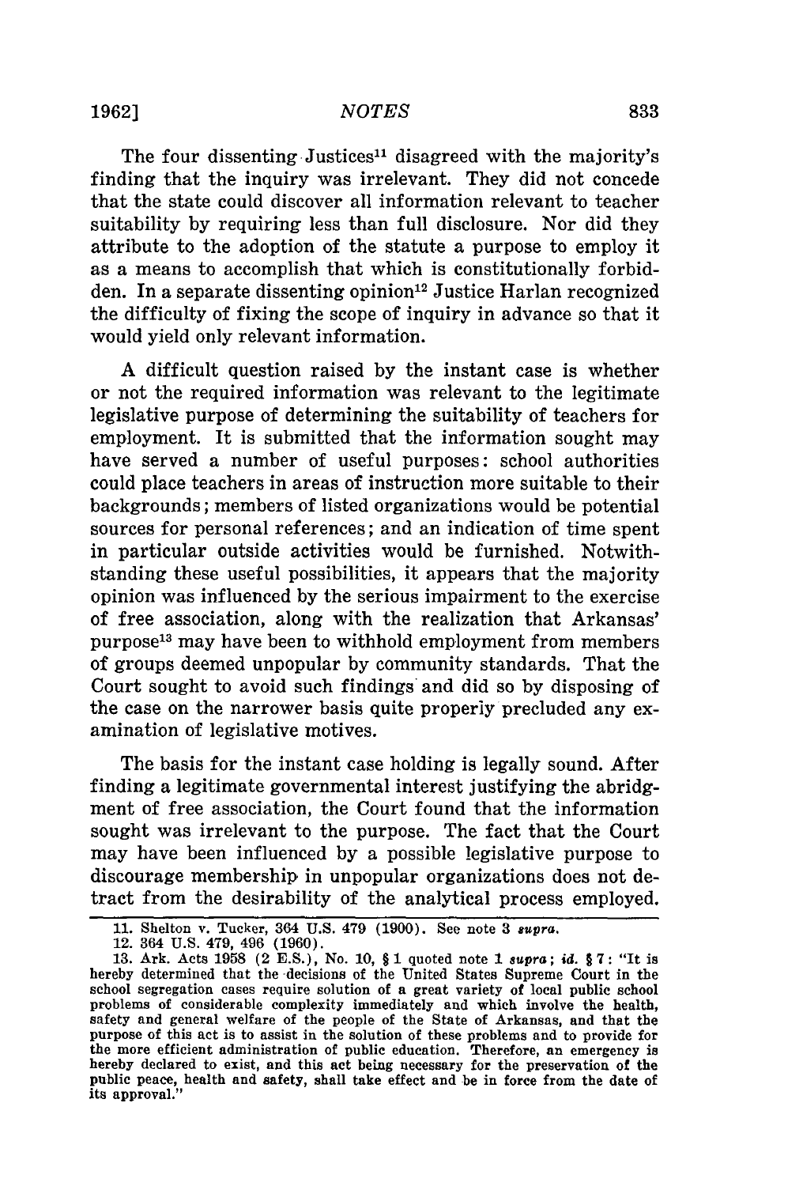The four dissenting Justices[11] disagreed with the majority's finding that the inquiry was irrelevant. They did not concede that the state could discover all information relevant to teacher suitability by requiring less than full disclosure. Nor did they attribute to the adoption of the statute a purpose to employ it as a means to accomplish that which is constitutionally forbidden. In a separate dissenting opinion[12] Justice Harlan recognized the difficulty of fixing the scope of inquiry in advance so that it would yield only relevant information.

A difficult question raised by the instant case is whether or not the required information was relevant to the legitimate legislative purpose of determining the suitability of teachers for employment. It is submitted that the information sought may have served a number of useful purposes: school authorities could place teachers in areas of instruction more suitable to their backgrounds; members of listed organizations would be potential sources for personal references; and an indication of time spent in particular outside activities would be furnished. Notwithstanding these useful possibilities, it appears that the majority opinion was influenced by the serious impairment to the exercise of free association, along with the realization that Arkansas' purpose[13] may have been to withhold employment from members of groups deemed unpopular by community standards. That the Court sought to avoid such findings and did so by disposing of the case on the narrower basis quite properly precluded any examination of legislative motives.

The basis for the instant case holding is legally sound. After finding a legitimate governmental interest justifying the abridgment of free association, the Court found that the information sought was irrelevant to the purpose. The fact that the Court may have been influenced by a possible legislative purpose to discourage membership in unpopular organizations does not detract from the desirability of the analytical process employed.

---

11. Shelton v. Tucker, 364 U.S. 479 (1900). See note 3 *supra*.

12. 364 U.S. 479, 496 (1960).

13. Ark. Acts 1958 (2 E.S.), No. 10, § 1 quoted note 1 *supra*; *id.* § 7: "It is hereby determined that the decisions of the United States Supreme Court in the school segregation cases require solution of a great variety of local public school problems of considerable complexity immediately and which involve the health, safety and general welfare of the people of the State of Arkansas, and that the purpose of this act is to assist in the solution of these problems and to provide for the more efficient administration of public education. Therefore, an emergency is hereby declared to exist, and this act being necessary for the preservation of the public peace, health and safety, shall take effect and be in force from the date of its approval."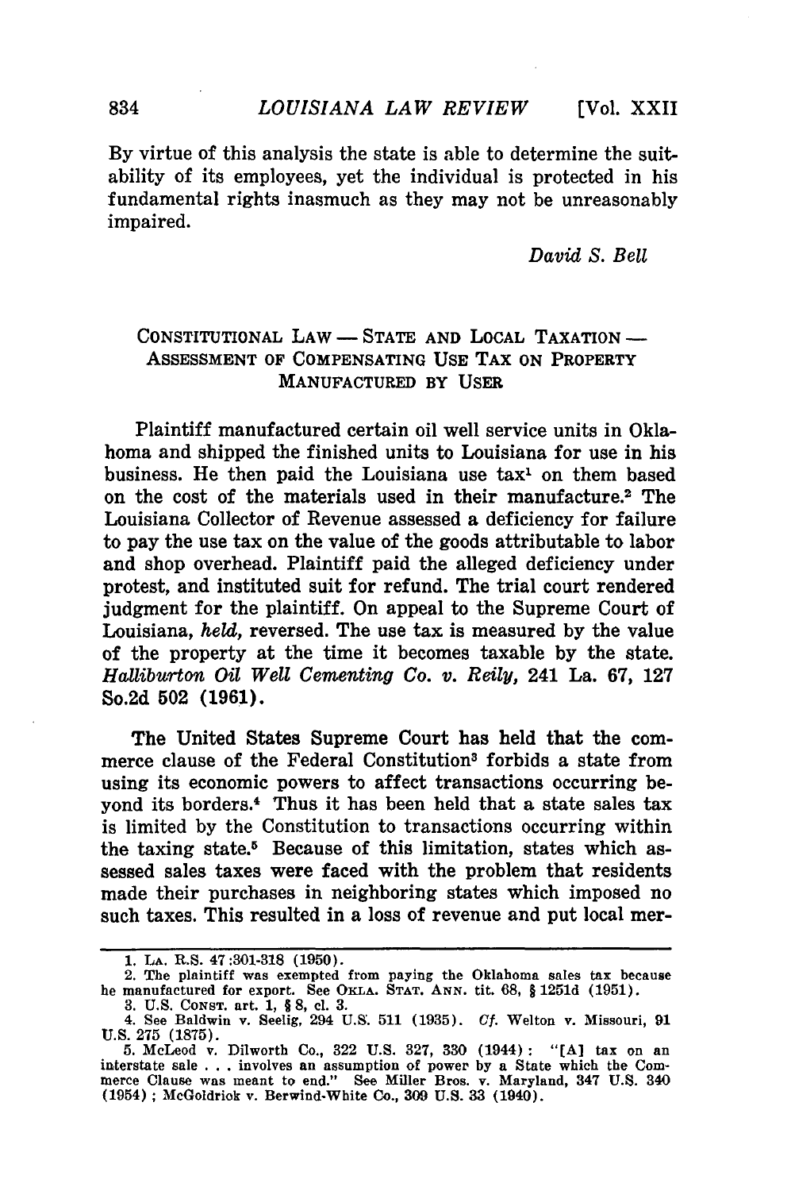By virtue of this analysis the state is able to determine the suitability of its employees, yet the individual is protected in his fundamental rights inasmuch as they may not be unreasonably impaired.

*David S. Bell*

## CONSTITUTIONAL LAW — STATE AND LOCAL TAXATION — ASSESSMENT OF COMPENSATING USE TAX ON PROPERTY MANUFACTURED BY USER

Plaintiff manufactured certain oil well service units in Oklahoma and shipped the finished units to Louisiana for use in his business. He then paid the Louisiana use tax[1] on them based on the cost of the materials used in their manufacture.[2] The Louisiana Collector of Revenue assessed a deficiency for failure to pay the use tax on the value of the goods attributable to labor and shop overhead. Plaintiff paid the alleged deficiency under protest, and instituted suit for refund. The trial court rendered judgment for the plaintiff. On appeal to the Supreme Court of Louisiana, *held*, reversed. The use tax is measured by the value of the property at the time it becomes taxable by the state. *Halliburton Oil Well Cementing Co. v. Reily*, 241 La. 67, 127 So.2d 502 (1961).

The United States Supreme Court has held that the commerce clause of the Federal Constitution[3] forbids a state from using its economic powers to affect transactions occurring beyond its borders.[4] Thus it has been held that a state sales tax is limited by the Constitution to transactions occurring within the taxing state.[5] Because of this limitation, states which assessed sales taxes were faced with the problem that residents made their purchases in neighboring states which imposed no such taxes. This resulted in a loss of revenue and put local mer-

---

1. LA. R.S. 47:301-318 (1950).
2. The plaintiff was exempted from paying the Oklahoma sales tax because he manufactured for export. See OKLA. STAT. ANN. tit. 68, § 1251d (1951).
3. U.S. CONST. art. 1, § 8, cl. 3.
4. See Baldwin v. Seelig, 294 U.S. 511 (1935). *Cf.* Welton v. Missouri, 91 U.S. 275 (1875).
5. McLeod v. Dilworth Co., 322 U.S. 327, 330 (1944): "[A] tax on an interstate sale . . . involves an assumption of power by a State which the Commerce Clause was meant to end." See Miller Bros. v. Maryland, 347 U.S. 340 (1954); McGoldrick v. Berwind-White Co., 309 U.S. 33 (1940).